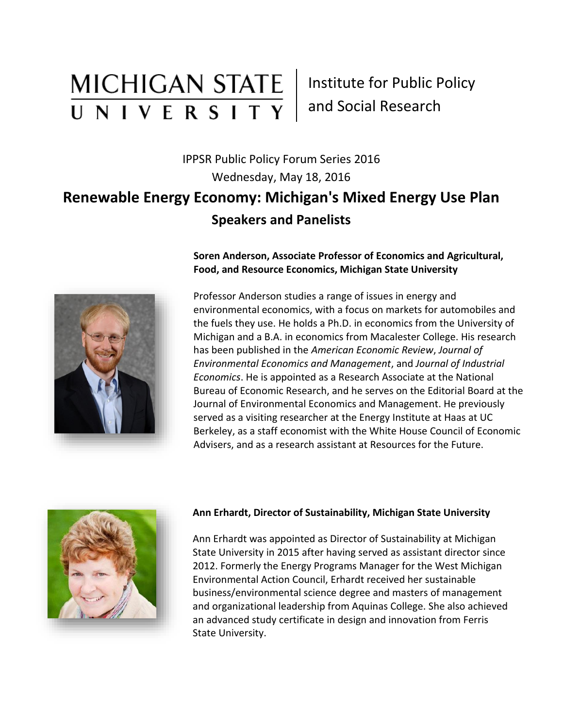MICHIGAN STATE UNIVERSITY | Institute for Public Policy and Social Research

IPPSR Public Policy Forum Series 2016
Wednesday, May 18, 2016

# Renewable Energy Economy: Michigan's Mixed Energy Use Plan

## Speakers and Panelists

**Soren Anderson, Associate Professor of Economics and Agricultural, Food, and Resource Economics, Michigan State University**

Professor Anderson studies a range of issues in energy and environmental economics, with a focus on markets for automobiles and the fuels they use. He holds a Ph.D. in economics from the University of Michigan and a B.A. in economics from Macalester College. His research has been published in the *American Economic Review*, *Journal of Environmental Economics and Management*, and *Journal of Industrial Economics*. He is appointed as a Research Associate at the National Bureau of Economic Research, and he serves on the Editorial Board at the Journal of Environmental Economics and Management. He previously served as a visiting researcher at the Energy Institute at Haas at UC Berkeley, as a staff economist with the White House Council of Economic Advisers, and as a research assistant at Resources for the Future.

**Ann Erhardt, Director of Sustainability, Michigan State University**

Ann Erhardt was appointed as Director of Sustainability at Michigan State University in 2015 after having served as assistant director since 2012. Formerly the Energy Programs Manager for the West Michigan Environmental Action Council, Erhardt received her sustainable business/environmental science degree and masters of management and organizational leadership from Aquinas College. She also achieved an advanced study certificate in design and innovation from Ferris State University.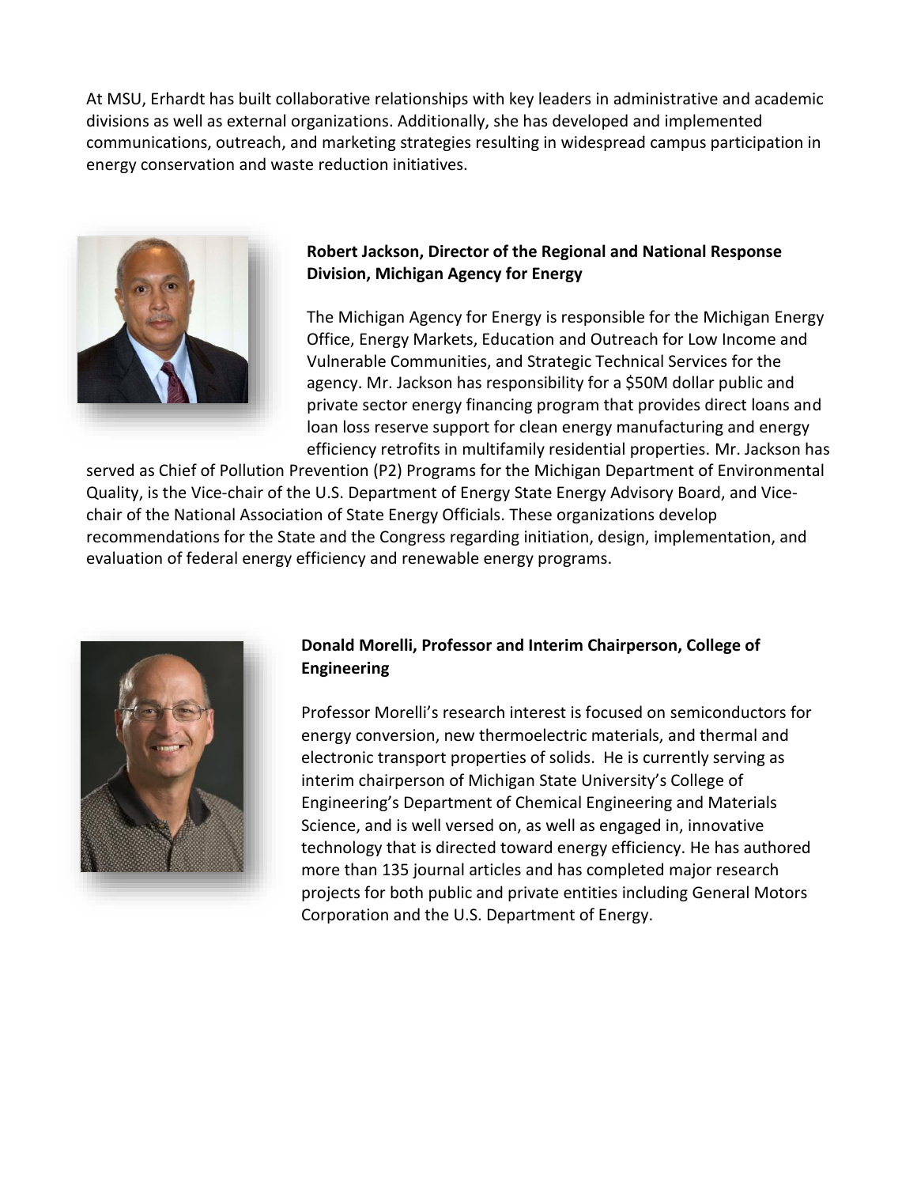At MSU, Erhardt has built collaborative relationships with key leaders in administrative and academic divisions as well as external organizations. Additionally, she has developed and implemented communications, outreach, and marketing strategies resulting in widespread campus participation in energy conservation and waste reduction initiatives.

**Robert Jackson, Director of the Regional and National Response Division, Michigan Agency for Energy**

The Michigan Agency for Energy is responsible for the Michigan Energy Office, Energy Markets, Education and Outreach for Low Income and Vulnerable Communities, and Strategic Technical Services for the agency. Mr. Jackson has responsibility for a $50M dollar public and private sector energy financing program that provides direct loans and loan loss reserve support for clean energy manufacturing and energy efficiency retrofits in multifamily residential properties. Mr. Jackson has served as Chief of Pollution Prevention (P2) Programs for the Michigan Department of Environmental Quality, is the Vice-chair of the U.S. Department of Energy State Energy Advisory Board, and Vice-chair of the National Association of State Energy Officials. These organizations develop recommendations for the State and the Congress regarding initiation, design, implementation, and evaluation of federal energy efficiency and renewable energy programs.

**Donald Morelli, Professor and Interim Chairperson, College of Engineering**

Professor Morelli's research interest is focused on semiconductors for energy conversion, new thermoelectric materials, and thermal and electronic transport properties of solids. He is currently serving as interim chairperson of Michigan State University's College of Engineering's Department of Chemical Engineering and Materials Science, and is well versed on, as well as engaged in, innovative technology that is directed toward energy efficiency. He has authored more than 135 journal articles and has completed major research projects for both public and private entities including General Motors Corporation and the U.S. Department of Energy.